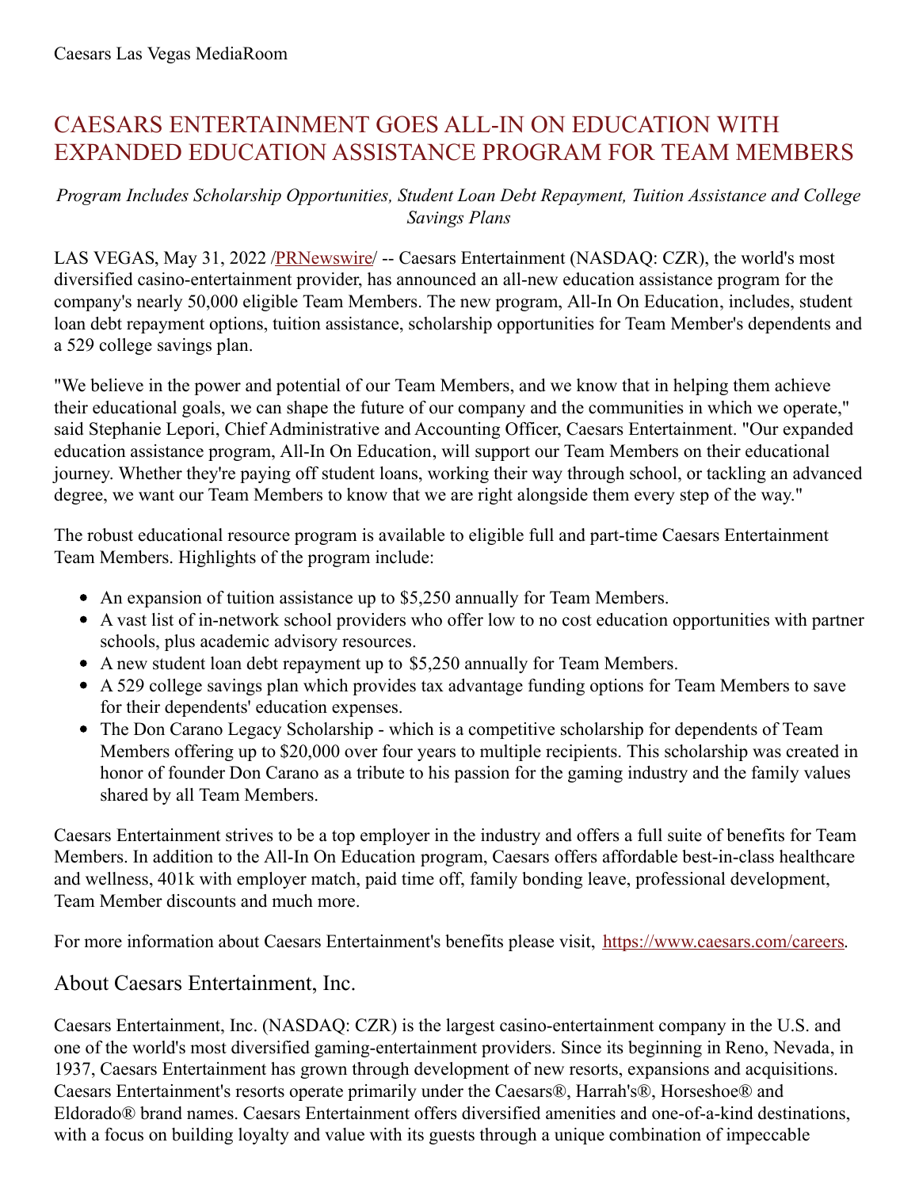Caesars Las Vegas MediaRoom

# CAESARS ENTERTAINMENT GOES ALL-IN ON EDUCATION WITH EXPANDED EDUCATION ASSISTANCE PROGRAM FOR TEAM MEMBERS

*Program Includes Scholarship Opportunities, Student Loan Debt Repayment, Tuition Assistance and College Savings Plans*

LAS VEGAS, May 31, 2022 /PRNewswire/ -- Caesars Entertainment (NASDAQ: CZR), the world's most diversified casino-entertainment provider, has announced an all-new education assistance program for the company's nearly 50,000 eligible Team Members. The new program, All-In On Education, includes, student loan debt repayment options, tuition assistance, scholarship opportunities for Team Member's dependents and a 529 college savings plan.

"We believe in the power and potential of our Team Members, and we know that in helping them achieve their educational goals, we can shape the future of our company and the communities in which we operate," said Stephanie Lepori, Chief Administrative and Accounting Officer, Caesars Entertainment. "Our expanded education assistance program, All-In On Education, will support our Team Members on their educational journey. Whether they're paying off student loans, working their way through school, or tackling an advanced degree, we want our Team Members to know that we are right alongside them every step of the way."

The robust educational resource program is available to eligible full and part-time Caesars Entertainment Team Members. Highlights of the program include:

- An expansion of tuition assistance up to $5,250 annually for Team Members.
- A vast list of in-network school providers who offer low to no cost education opportunities with partner schools, plus academic advisory resources.
- A new student loan debt repayment up to $5,250 annually for Team Members.
- A 529 college savings plan which provides tax advantage funding options for Team Members to save for their dependents' education expenses.
- The Don Carano Legacy Scholarship - which is a competitive scholarship for dependents of Team Members offering up to $20,000 over four years to multiple recipients. This scholarship was created in honor of founder Don Carano as a tribute to his passion for the gaming industry and the family values shared by all Team Members.

Caesars Entertainment strives to be a top employer in the industry and offers a full suite of benefits for Team Members. In addition to the All-In On Education program, Caesars offers affordable best-in-class healthcare and wellness, 401k with employer match, paid time off, family bonding leave, professional development, Team Member discounts and much more.

For more information about Caesars Entertainment's benefits please visit, https://www.caesars.com/careers.

## About Caesars Entertainment, Inc.

Caesars Entertainment, Inc. (NASDAQ: CZR) is the largest casino-entertainment company in the U.S. and one of the world's most diversified gaming-entertainment providers. Since its beginning in Reno, Nevada, in 1937, Caesars Entertainment has grown through development of new resorts, expansions and acquisitions. Caesars Entertainment's resorts operate primarily under the Caesars®, Harrah's®, Horseshoe® and Eldorado® brand names. Caesars Entertainment offers diversified amenities and one-of-a-kind destinations, with a focus on building loyalty and value with its guests through a unique combination of impeccable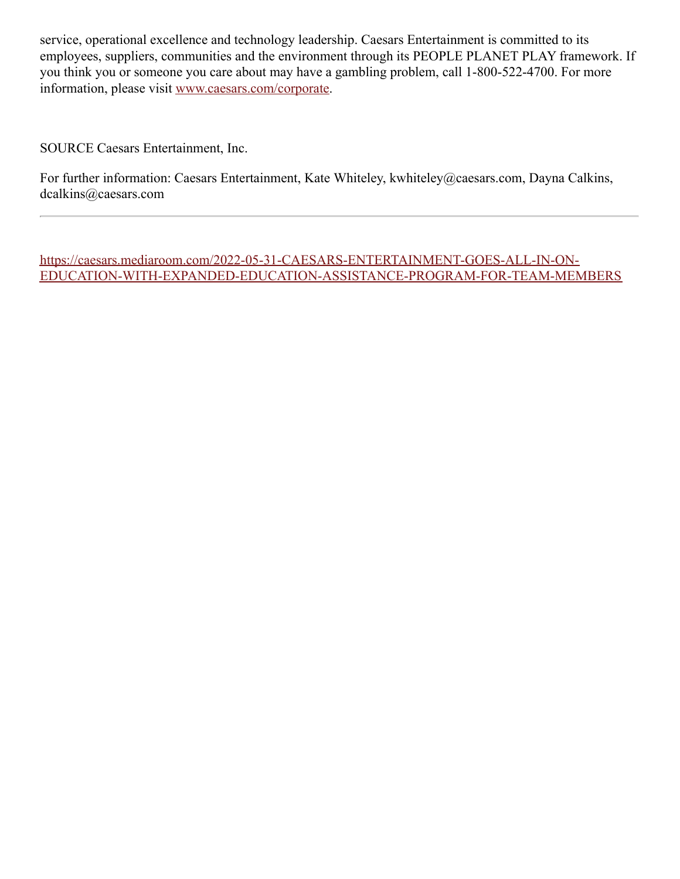service, operational excellence and technology leadership. Caesars Entertainment is committed to its employees, suppliers, communities and the environment through its PEOPLE PLANET PLAY framework. If you think you or someone you care about may have a gambling problem, call 1-800-522-4700. For more information, please visit [www.caesars.com/corporate](www.caesars.com/corporate).

SOURCE Caesars Entertainment, Inc.

For further information: Caesars Entertainment, Kate Whiteley, kwhiteley@caesars.com, Dayna Calkins, dcalkins@caesars.com

---

[https://caesars.mediaroom.com/2022-05-31-CAESARS-ENTERTAINMENT-GOES-ALL-IN-ON-EDUCATION-WITH-EXPANDED-EDUCATION-ASSISTANCE-PROGRAM-FOR-TEAM-MEMBERS](https://caesars.mediaroom.com/2022-05-31-CAESARS-ENTERTAINMENT-GOES-ALL-IN-ON-EDUCATION-WITH-EXPANDED-EDUCATION-ASSISTANCE-PROGRAM-FOR-TEAM-MEMBERS)